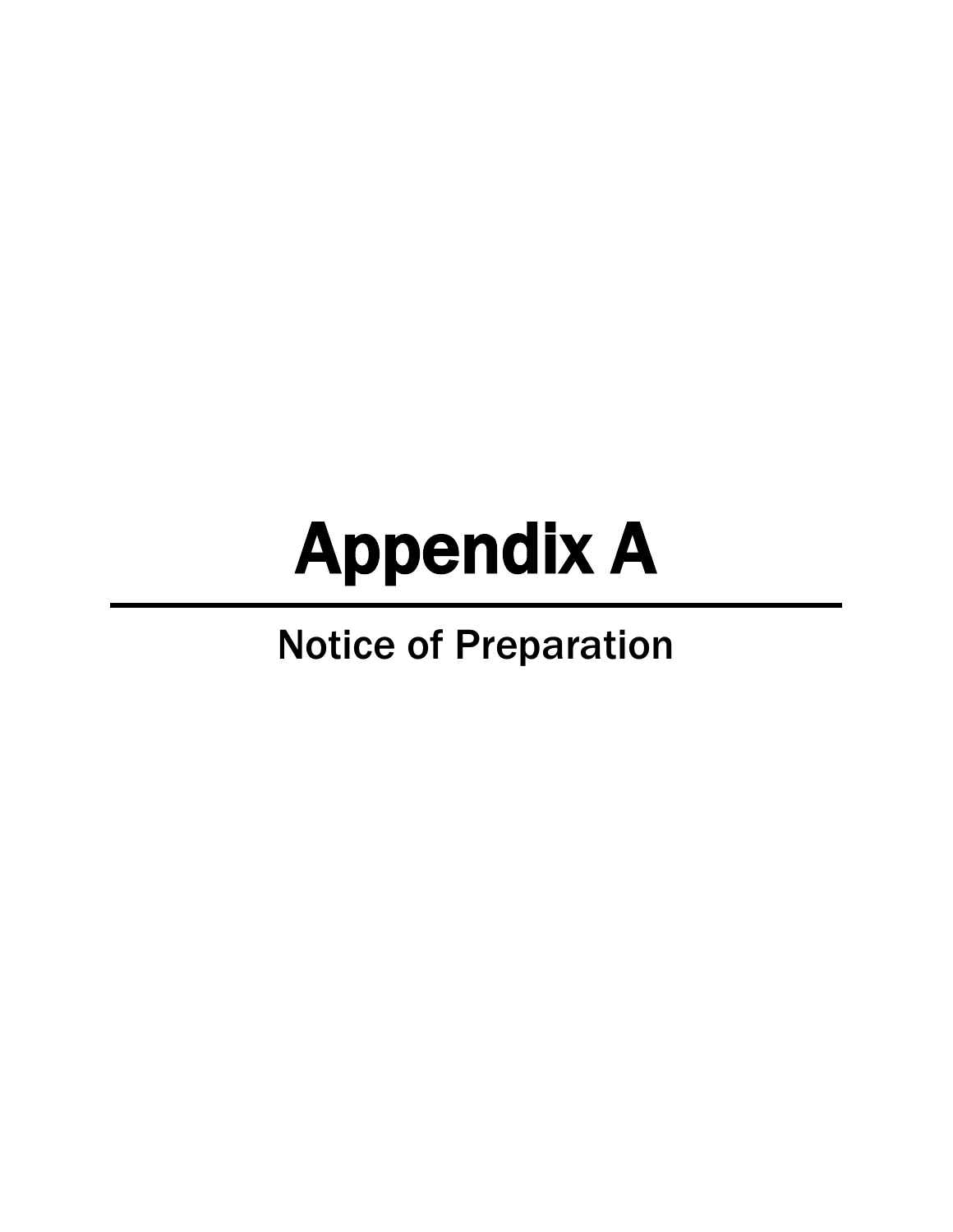# Appendix A

---

Notice of Preparation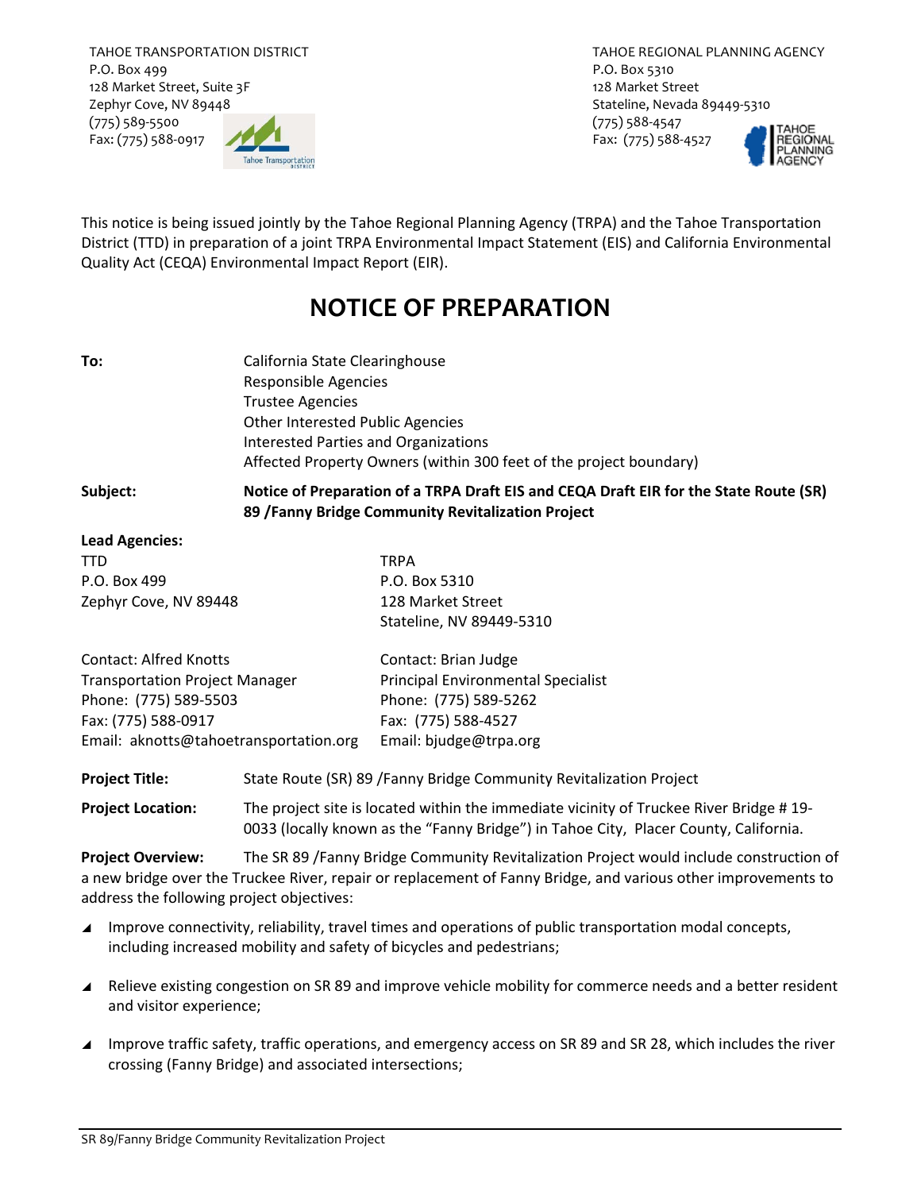TAHOE TRANSPORTATION DISTRICT
P.O. Box 499
128 Market Street, Suite 3F
Zephyr Cove, NV 89448
(775) 589-5500
Fax: (775) 588-0917

TAHOE REGIONAL PLANNING AGENCY
P.O. Box 5310
128 Market Street
Stateline, Nevada 89449-5310
(775) 588-4547
Fax: (775) 588-4527

This notice is being issued jointly by the Tahoe Regional Planning Agency (TRPA) and the Tahoe Transportation District (TTD) in preparation of a joint TRPA Environmental Impact Statement (EIS) and California Environmental Quality Act (CEQA) Environmental Impact Report (EIR).

# NOTICE OF PREPARATION

**To:** California State Clearinghouse
Responsible Agencies
Trustee Agencies
Other Interested Public Agencies
Interested Parties and Organizations
Affected Property Owners (within 300 feet of the project boundary)

**Subject:** **Notice of Preparation of a TRPA Draft EIS and CEQA Draft EIR for the State Route (SR) 89 /Fanny Bridge Community Revitalization Project**

**Lead Agencies:**

| TTD | TRPA |
|---|---|
| P.O. Box 499 | P.O. Box 5310 |
| Zephyr Cove, NV 89448 | 128 Market Street |
| | Stateline, NV 89449-5310 |

| Contact: Alfred Knotts | Contact: Brian Judge |
|---|---|
| Transportation Project Manager | Principal Environmental Specialist |
| Phone: (775) 589-5503 | Phone: (775) 589-5262 |
| Fax: (775) 588-0917 | Fax: (775) 588-4527 |
| Email: aknotts@tahoetransportation.org | Email: bjudge@trpa.org |

**Project Title:** State Route (SR) 89 /Fanny Bridge Community Revitalization Project

**Project Location:** The project site is located within the immediate vicinity of Truckee River Bridge # 19-0033 (locally known as the "Fanny Bridge") in Tahoe City, Placer County, California.

**Project Overview:** The SR 89 /Fanny Bridge Community Revitalization Project would include construction of a new bridge over the Truckee River, repair or replacement of Fanny Bridge, and various other improvements to address the following project objectives:

- Improve connectivity, reliability, travel times and operations of public transportation modal concepts, including increased mobility and safety of bicycles and pedestrians;
- Relieve existing congestion on SR 89 and improve vehicle mobility for commerce needs and a better resident and visitor experience;
- Improve traffic safety, traffic operations, and emergency access on SR 89 and SR 28, which includes the river crossing (Fanny Bridge) and associated intersections;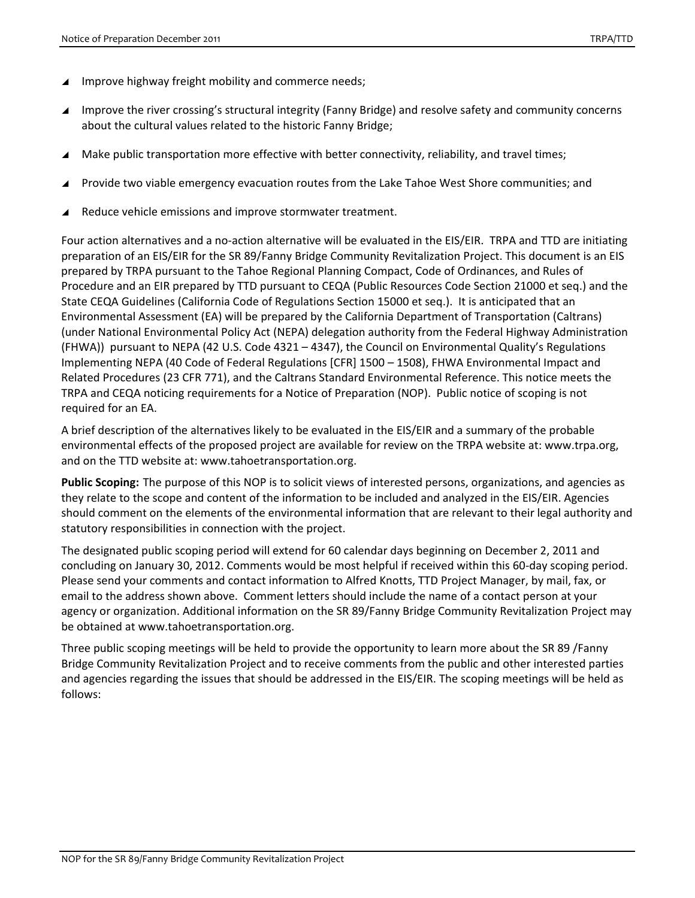- Improve highway freight mobility and commerce needs;
- Improve the river crossing's structural integrity (Fanny Bridge) and resolve safety and community concerns about the cultural values related to the historic Fanny Bridge;
- Make public transportation more effective with better connectivity, reliability, and travel times;
- Provide two viable emergency evacuation routes from the Lake Tahoe West Shore communities; and
- Reduce vehicle emissions and improve stormwater treatment.

Four action alternatives and a no-action alternative will be evaluated in the EIS/EIR. TRPA and TTD are initiating preparation of an EIS/EIR for the SR 89/Fanny Bridge Community Revitalization Project. This document is an EIS prepared by TRPA pursuant to the Tahoe Regional Planning Compact, Code of Ordinances, and Rules of Procedure and an EIR prepared by TTD pursuant to CEQA (Public Resources Code Section 21000 et seq.) and the State CEQA Guidelines (California Code of Regulations Section 15000 et seq.). It is anticipated that an Environmental Assessment (EA) will be prepared by the California Department of Transportation (Caltrans) (under National Environmental Policy Act (NEPA) delegation authority from the Federal Highway Administration (FHWA)) pursuant to NEPA (42 U.S. Code 4321 – 4347), the Council on Environmental Quality's Regulations Implementing NEPA (40 Code of Federal Regulations [CFR] 1500 – 1508), FHWA Environmental Impact and Related Procedures (23 CFR 771), and the Caltrans Standard Environmental Reference. This notice meets the TRPA and CEQA noticing requirements for a Notice of Preparation (NOP). Public notice of scoping is not required for an EA.

A brief description of the alternatives likely to be evaluated in the EIS/EIR and a summary of the probable environmental effects of the proposed project are available for review on the TRPA website at: www.trpa.org, and on the TTD website at: www.tahoetransportation.org.

**Public Scoping:** The purpose of this NOP is to solicit views of interested persons, organizations, and agencies as they relate to the scope and content of the information to be included and analyzed in the EIS/EIR. Agencies should comment on the elements of the environmental information that are relevant to their legal authority and statutory responsibilities in connection with the project.

The designated public scoping period will extend for 60 calendar days beginning on December 2, 2011 and concluding on January 30, 2012. Comments would be most helpful if received within this 60-day scoping period. Please send your comments and contact information to Alfred Knotts, TTD Project Manager, by mail, fax, or email to the address shown above. Comment letters should include the name of a contact person at your agency or organization. Additional information on the SR 89/Fanny Bridge Community Revitalization Project may be obtained at www.tahoetransportation.org.

Three public scoping meetings will be held to provide the opportunity to learn more about the SR 89 /Fanny Bridge Community Revitalization Project and to receive comments from the public and other interested parties and agencies regarding the issues that should be addressed in the EIS/EIR. The scoping meetings will be held as follows: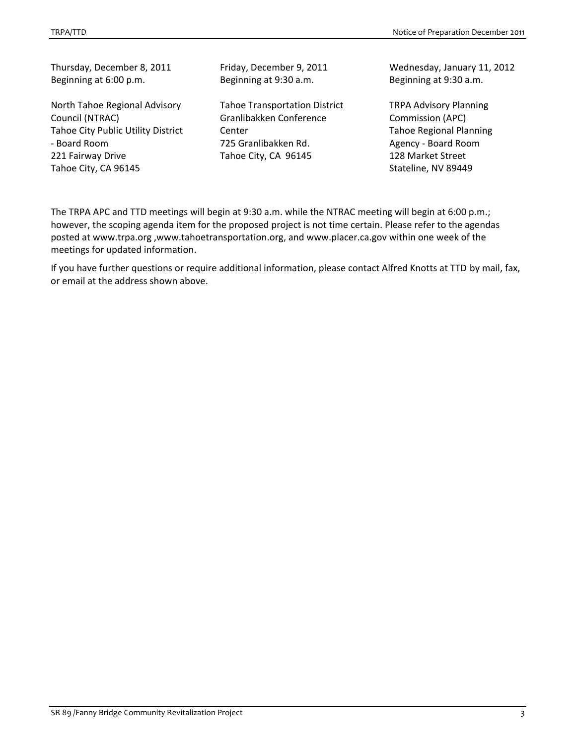Thursday, December 8, 2011
Beginning at 6:00 p.m.

North Tahoe Regional Advisory Council (NTRAC)
Tahoe City Public Utility District - Board Room
221 Fairway Drive
Tahoe City, CA 96145

Friday, December 9, 2011
Beginning at 9:30 a.m.

Tahoe Transportation District
Granlibakken Conference Center
725 Granlibakken Rd.
Tahoe City, CA 96145

Wednesday, January 11, 2012
Beginning at 9:30 a.m.

TRPA Advisory Planning Commission (APC)
Tahoe Regional Planning Agency - Board Room
128 Market Street
Stateline, NV 89449

The TRPA APC and TTD meetings will begin at 9:30 a.m. while the NTRAC meeting will begin at 6:00 p.m.; however, the scoping agenda item for the proposed project is not time certain. Please refer to the agendas posted at www.trpa.org ,www.tahoetransportation.org, and www.placer.ca.gov within one week of the meetings for updated information.

If you have further questions or require additional information, please contact Alfred Knotts at TTD by mail, fax, or email at the address shown above.